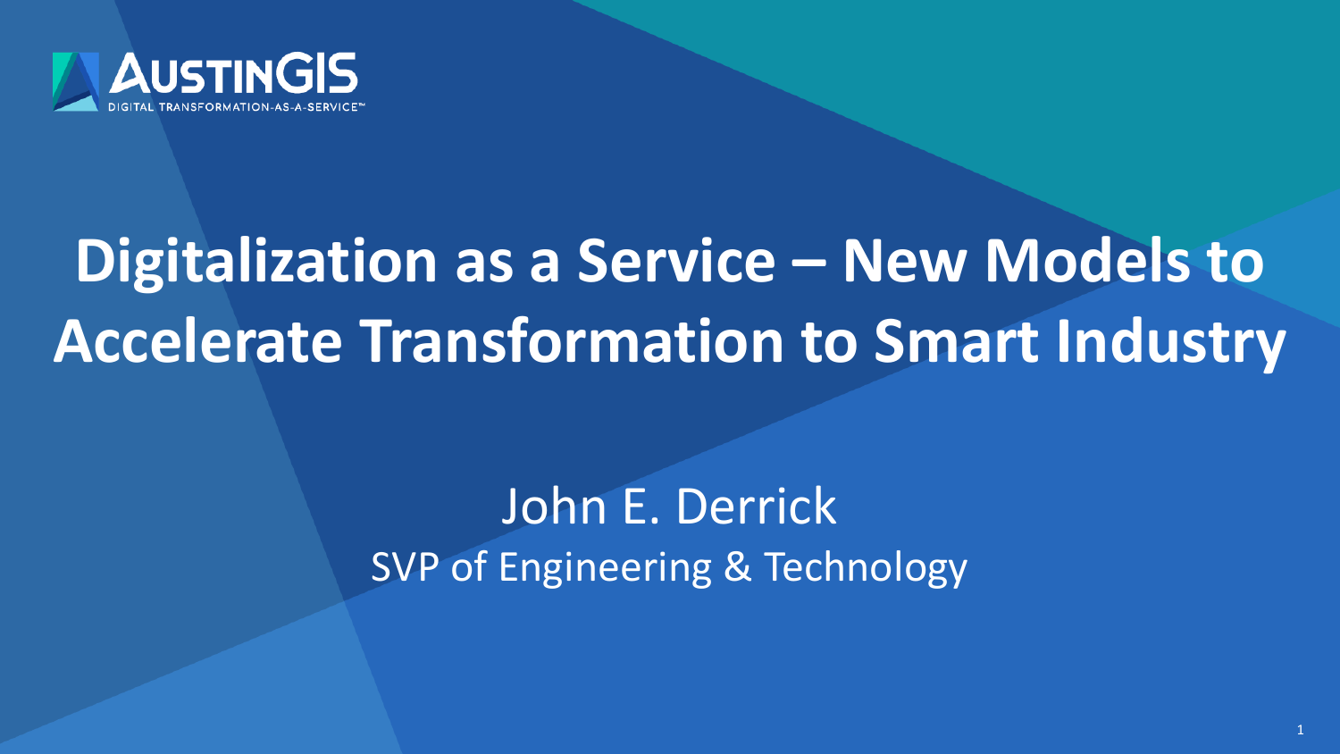AUSTINGIS

DIGITAL TRANSFORMATION-AS-A-SERVICE™

# Digitalization as a Service – New Models to Accelerate Transformation to Smart Industry

John E. Derrick

SVP of Engineering & Technology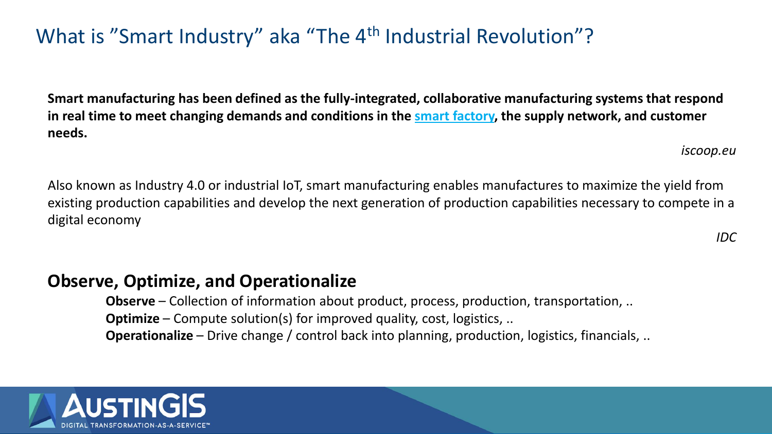# What is "Smart Industry" aka "The 4th Industrial Revolution"?

**Smart manufacturing has been defined as the fully-integrated, collaborative manufacturing systems that respond in real time to meet changing demands and conditions in the smart factory, the supply network, and customer needs.**

*iscoop.eu*

Also known as Industry 4.0 or industrial IoT, smart manufacturing enables manufactures to maximize the yield from existing production capabilities and develop the next generation of production capabilities necessary to compete in a digital economy

*IDC*

## Observe, Optimize, and Operationalize

**Observe** – Collection of information about product, process, production, transportation, ..
**Optimize** – Compute solution(s) for improved quality, cost, logistics, ..
**Operationalize** – Drive change / control back into planning, production, logistics, financials, ..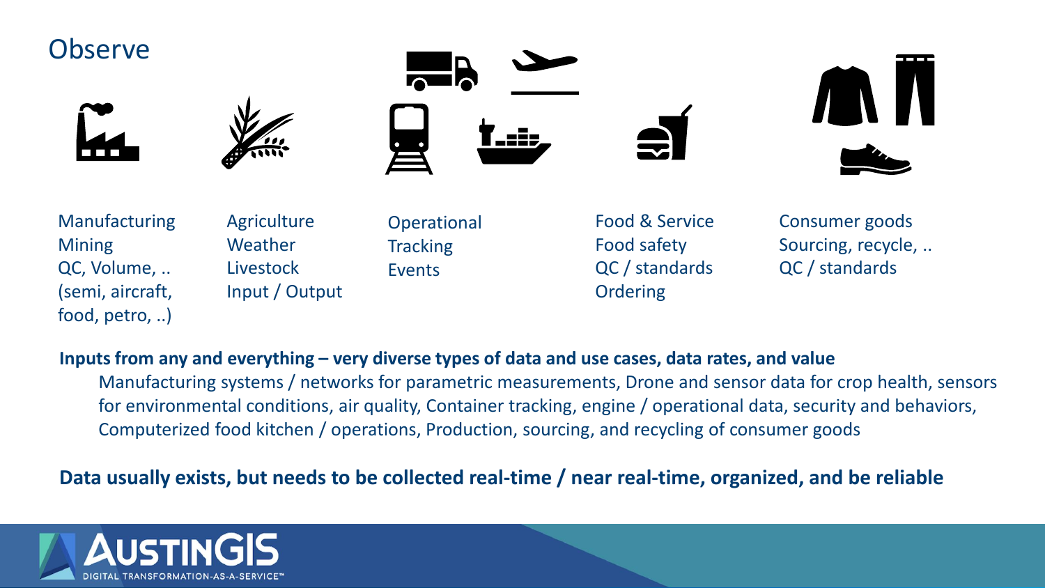# Observe

Manufacturing
Mining
QC, Volume, ..
(semi, aircraft, food, petro, ..)

Agriculture
Weather
Livestock
Input / Output

Operational
Tracking
Events

Food & Service
Food safety
QC / standards
Ordering

Consumer goods
Sourcing, recycle, ..
QC / standards

**Inputs from any and everything – very diverse types of data and use cases, data rates, and value**

Manufacturing systems / networks for parametric measurements, Drone and sensor data for crop health, sensors for environmental conditions, air quality, Container tracking, engine / operational data, security and behaviors, Computerized food kitchen / operations, Production, sourcing, and recycling of consumer goods

**Data usually exists, but needs to be collected real-time / near real-time, organized, and be reliable**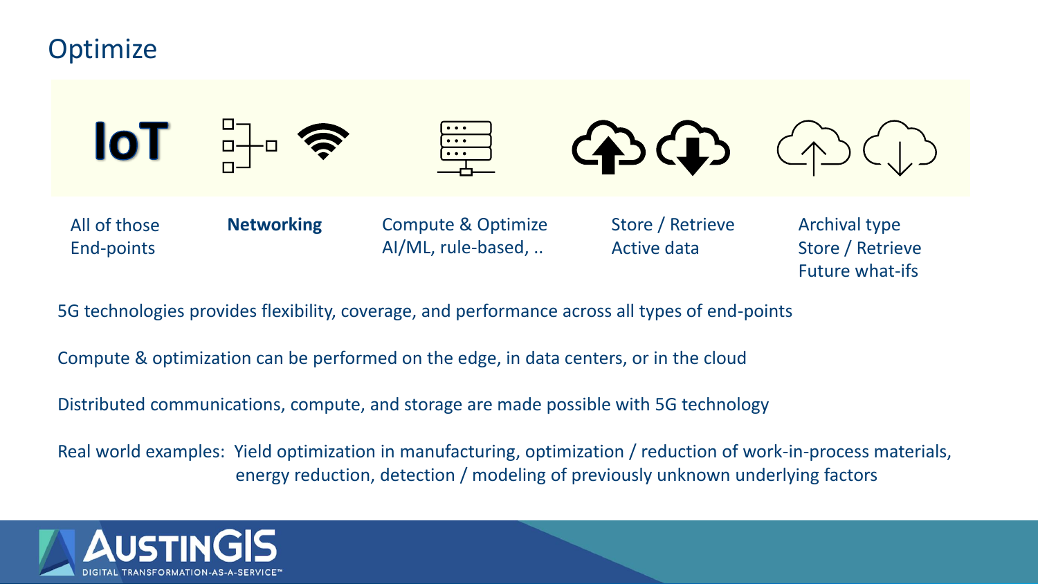# Optimize

| IoT | Networking | Compute & Optimize | Store / Retrieve | Archival type |
|---|---|---|---|---|
| All of those End-points | **Networking** | Compute & Optimize AI/ML, rule-based, .. | Store / Retrieve Active data | Archival type Store / Retrieve Future what-ifs |

5G technologies provides flexibility, coverage, and performance across all types of end-points

Compute & optimization can be performed on the edge, in data centers, or in the cloud

Distributed communications, compute, and storage are made possible with 5G technology

Real world examples: Yield optimization in manufacturing, optimization / reduction of work-in-process materials, energy reduction, detection / modeling of previously unknown underlying factors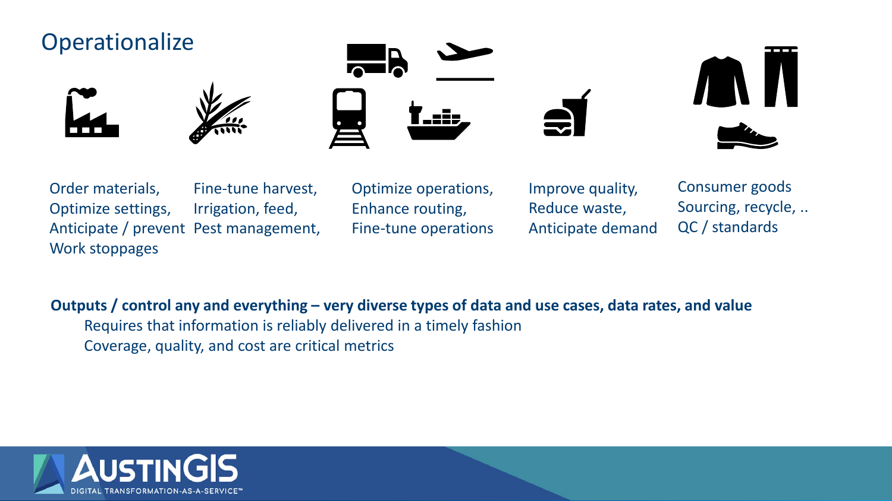# Operationalize

| | | | | |
|---|---|---|---|---|
| Order materials, Optimize settings, Anticipate / prevent Work stoppages | Fine-tune harvest, Irrigation, feed, Pest management, | Optimize operations, Enhance routing, Fine-tune operations | Improve quality, Reduce waste, Anticipate demand | Consumer goods Sourcing, recycle, .. QC / standards |

**Outputs / control any and everything – very diverse types of data and use cases, data rates, and value**

- Requires that information is reliably delivered in a timely fashion
- Coverage, quality, and cost are critical metrics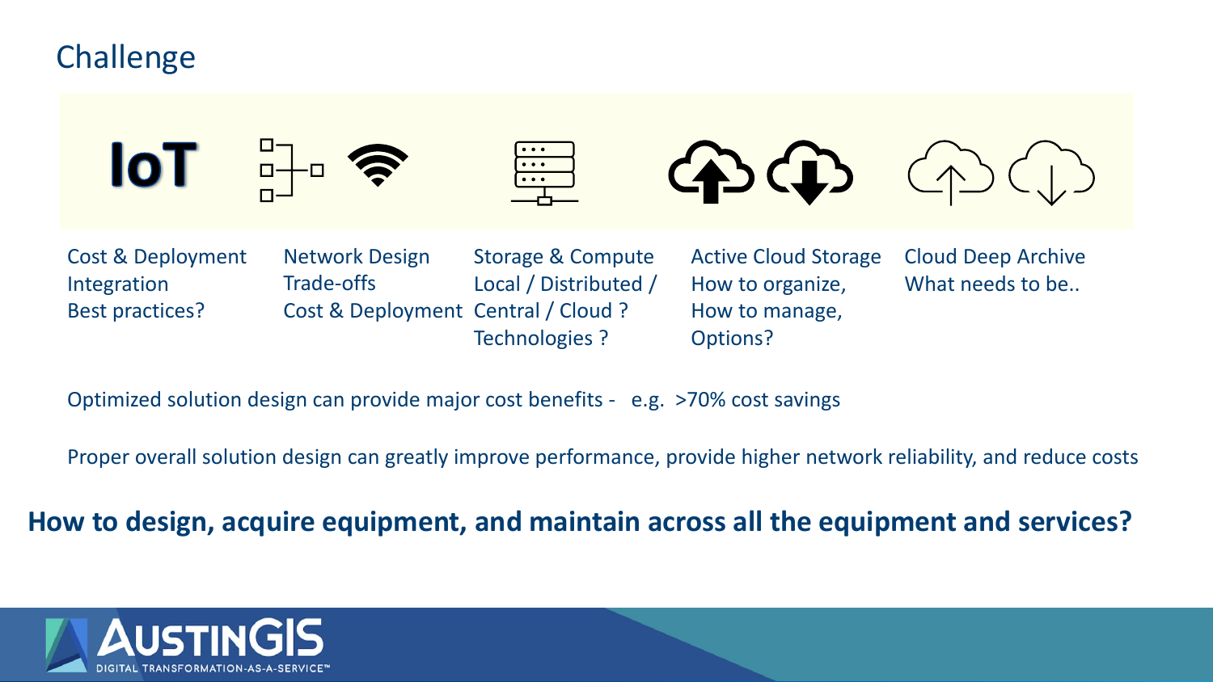# Challenge

| IoT | Network | Storage | Active Cloud | Cloud Archive |
|---|---|---|---|---|
| Cost & Deployment<br>Integration<br>Best practices? | Network Design<br>Trade-offs<br>Cost & Deployment | Storage & Compute<br>Local / Distributed / Central / Cloud ?<br>Technologies ? | Active Cloud Storage<br>How to organize,<br>How to manage,<br>Options? | Cloud Deep Archive<br>What needs to be.. |

Optimized solution design can provide major cost benefits - e.g. >70% cost savings

Proper overall solution design can greatly improve performance, provide higher network reliability, and reduce costs

**How to design, acquire equipment, and maintain across all the equipment and services?**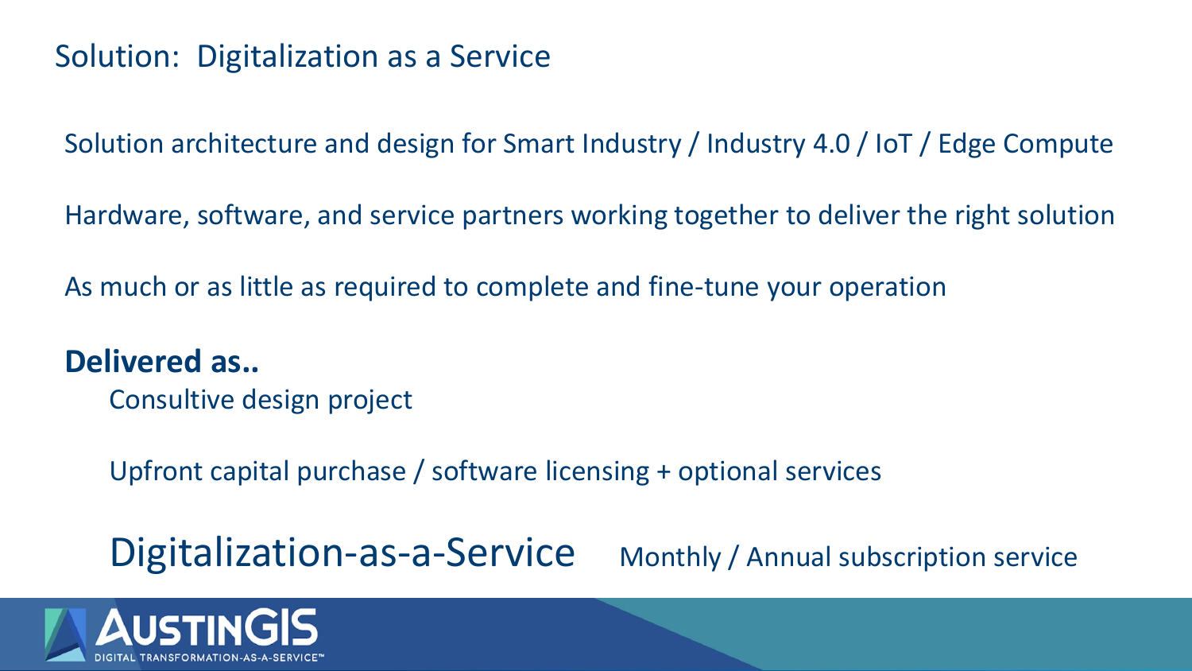# Solution: Digitalization as a Service

Solution architecture and design for Smart Industry / Industry 4.0 / IoT / Edge Compute

Hardware, software, and service partners working together to deliver the right solution

As much or as little as required to complete and fine-tune your operation

**Delivered as..**

- Consultive design project
- Upfront capital purchase / software licensing + optional services
- Digitalization-as-a-Service — Monthly / Annual subscription service

AUSTINGIS
DIGITAL TRANSFORMATION-AS-A-SERVICE™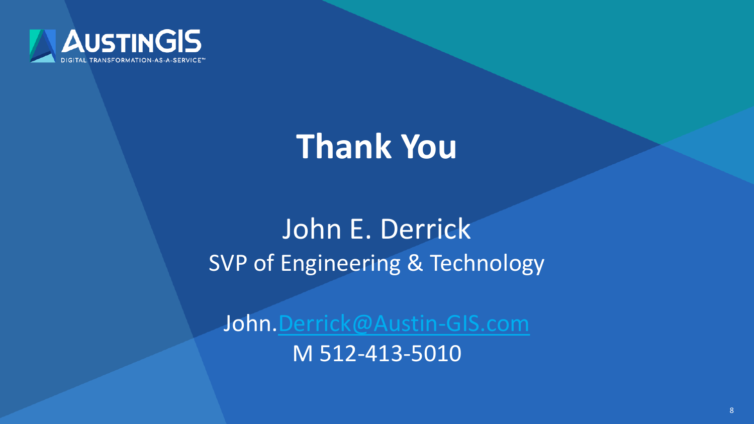AUSTINGIS
DIGITAL TRANSFORMATION-AS-A-SERVICE™

# Thank You

John E. Derrick
SVP of Engineering & Technology

John.Derrick@Austin-GIS.com
M 512-413-5010